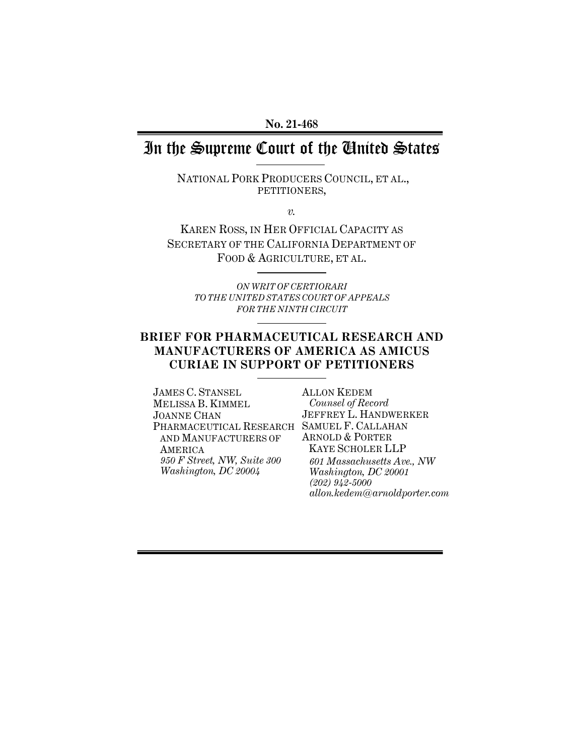**No. 21-468**

# In the Supreme Court of the United States

NATIONAL PORK PRODUCERS COUNCIL, ET AL., PETITIONERS,

*v.*

KAREN ROSS, IN HER OFFICIAL CAPACITY AS SECRETARY OF THE CALIFORNIA DEPARTMENT OF FOOD & AGRICULTURE, ET AL.

*ON WRIT OF CERTIORARI TO THE UNITED STATES COURT OF APPEALS FOR THE NINTH CIRCUIT*

## BRIEF FOR PHARMACEUTICAL RESEARCH AND MANUFACTURERS OF AMERICA AS AMICUS CURIAE IN SUPPORT OF PETITIONERS

JAMES C. STANSEL
MELISSA B. KIMMEL
JOANNE CHAN
PHARMACEUTICAL RESEARCH AND MANUFACTURERS OF AMERICA
*950 F Street, NW, Suite 300*
*Washington, DC 20004*

ALLON KEDEM
*Counsel of Record*
JEFFREY L. HANDWERKER
SAMUEL F. CALLAHAN
ARNOLD & PORTER KAYE SCHOLER LLP
*601 Massachusetts Ave., NW*
*Washington, DC 20001*
*(202) 942-5000*
*allon.kedem@arnoldporter.com*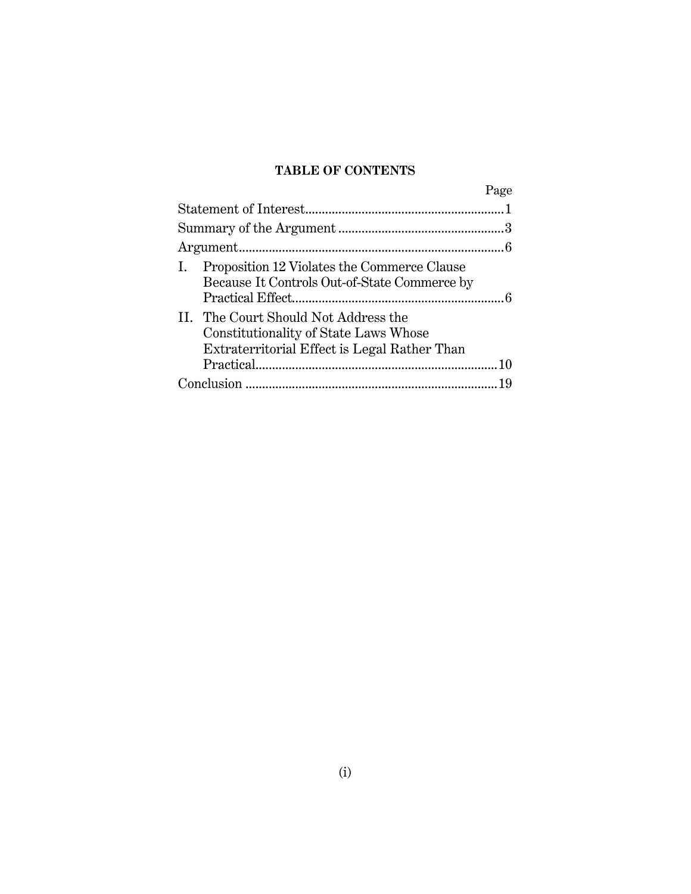## TABLE OF CONTENTS

| | Page |
|---|---|
| Statement of Interest | 1 |
| Summary of the Argument | 3 |
| Argument | 6 |
| I. Proposition 12 Violates the Commerce Clause Because It Controls Out-of-State Commerce by Practical Effect | 6 |
| II. The Court Should Not Address the Constitutionality of State Laws Whose Extraterritorial Effect is Legal Rather Than Practical | 10 |
| Conclusion | 19 |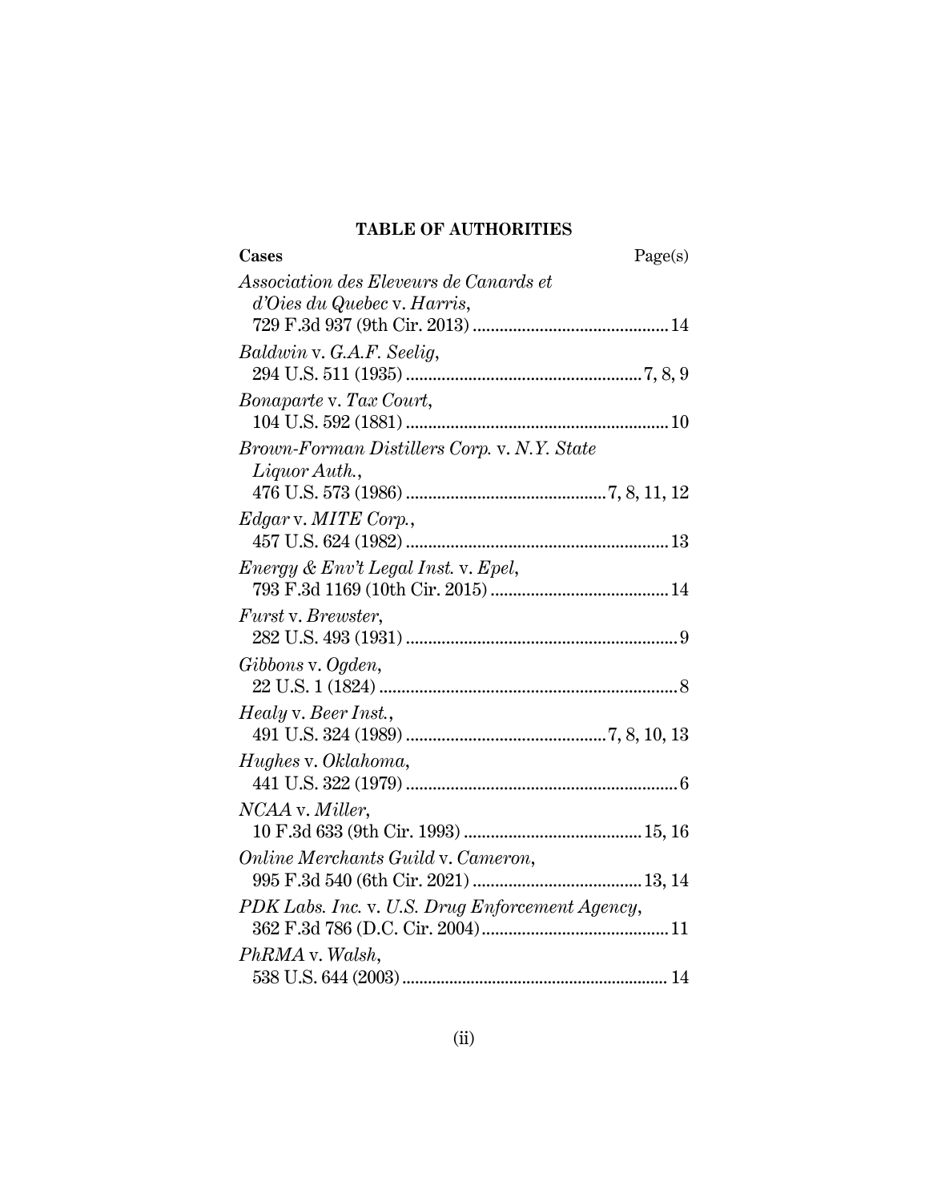## TABLE OF AUTHORITIES

**Cases** Page(s)

*Association des Eleveurs de Canards et d'Oies du Quebec* v. *Harris*,
729 F.3d 937 (9th Cir. 2013) .......................................... 14

*Baldwin* v. *G.A.F. Seelig*,
294 U.S. 511 (1935) .................................................. 7, 8, 9

*Bonaparte* v. *Tax Court*,
104 U.S. 592 (1881) .......................................................... 10

*Brown-Forman Distillers Corp.* v. *N.Y. State Liquor Auth.*,
476 U.S. 573 (1986) .......................................... 7, 8, 11, 12

*Edgar* v. *MITE Corp.*,
457 U.S. 624 (1982) .......................................................... 13

*Energy & Env't Legal Inst.* v. *Epel*,
793 F.3d 1169 (10th Cir. 2015) ........................................ 14

*Furst* v. *Brewster*,
282 U.S. 493 (1931) ............................................................ 9

*Gibbons* v. *Ogden*,
22 U.S. 1 (1824) .................................................................. 8

*Healy* v. *Beer Inst.*,
491 U.S. 324 (1989) .......................................... 7, 8, 10, 13

*Hughes* v. *Oklahoma*,
441 U.S. 322 (1979) ............................................................ 6

*NCAA* v. *Miller*,
10 F.3d 633 (9th Cir. 1993) ........................................ 15, 16

*Online Merchants Guild* v. *Cameron*,
995 F.3d 540 (6th Cir. 2021) ...................................... 13, 14

*PDK Labs. Inc.* v. *U.S. Drug Enforcement Agency*,
362 F.3d 786 (D.C. Cir. 2004) .......................................... 11

*PhRMA* v. *Walsh*,
538 U.S. 644 (2003) .......................................................... 14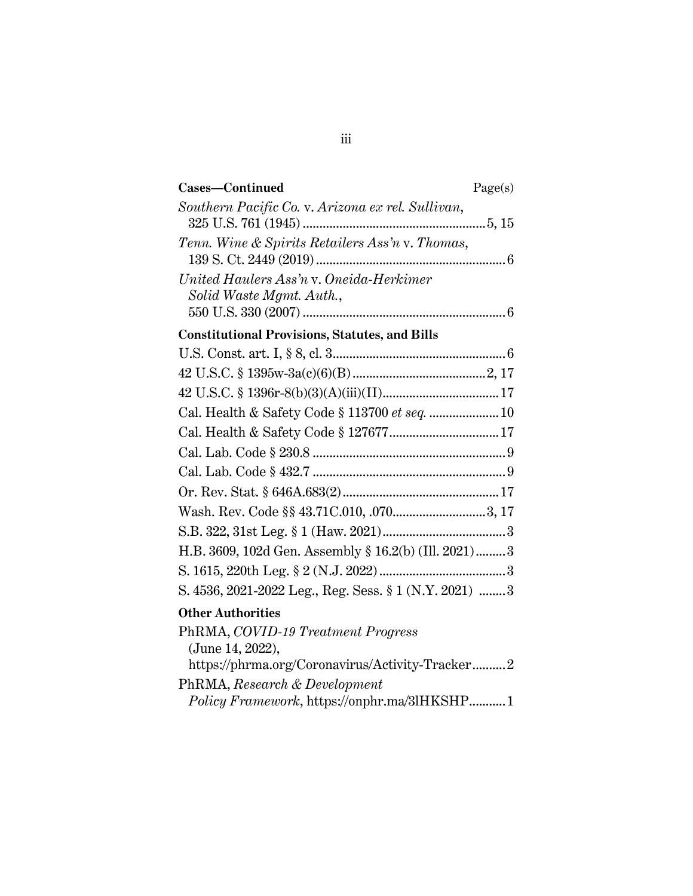**Cases—Continued** Page(s)

*Southern Pacific Co.* v. *Arizona ex rel. Sullivan*, 325 U.S. 761 (1945) ........................................................ 5, 15

*Tenn. Wine & Spirits Retailers Ass'n* v. *Thomas*, 139 S. Ct. 2449 (2019) .......................................................... 6

*United Haulers Ass'n* v. *Oneida-Herkimer Solid Waste Mgmt. Auth.*, 550 U.S. 330 (2007) ............................................................ 6

**Constitutional Provisions, Statutes, and Bills**

U.S. Const. art. I, § 8, cl. 3 .................................................... 6

42 U.S.C. § 1395w-3a(c)(6)(B) ........................................ 2, 17

42 U.S.C. § 1396r-8(b)(3)(A)(iii)(II) .................................. 17

Cal. Health & Safety Code § 113700 *et seq.* ..................... 10

Cal. Health & Safety Code § 127677 ................................. 17

Cal. Lab. Code § 230.8 .......................................................... 9

Cal. Lab. Code § 432.7 .......................................................... 9

Or. Rev. Stat. § 646A.683(2) ............................................... 17

Wash. Rev. Code §§ 43.71C.010, .070 ............................ 3, 17

S.B. 322, 31st Leg. § 1 (Haw. 2021) ..................................... 3

H.B. 3609, 102d Gen. Assembly § 16.2(b) (Ill. 2021) ......... 3

S. 1615, 220th Leg. § 2 (N.J. 2022) ...................................... 3

S. 4536, 2021-2022 Leg., Reg. Sess. § 1 (N.Y. 2021) ........ 3

**Other Authorities**

PhRMA, *COVID-19 Treatment Progress* (June 14, 2022), https://phrma.org/Coronavirus/Activity-Tracker .......... 2

PhRMA, *Research & Development Policy Framework*, https://onphr.ma/3lHKSHP ........... 1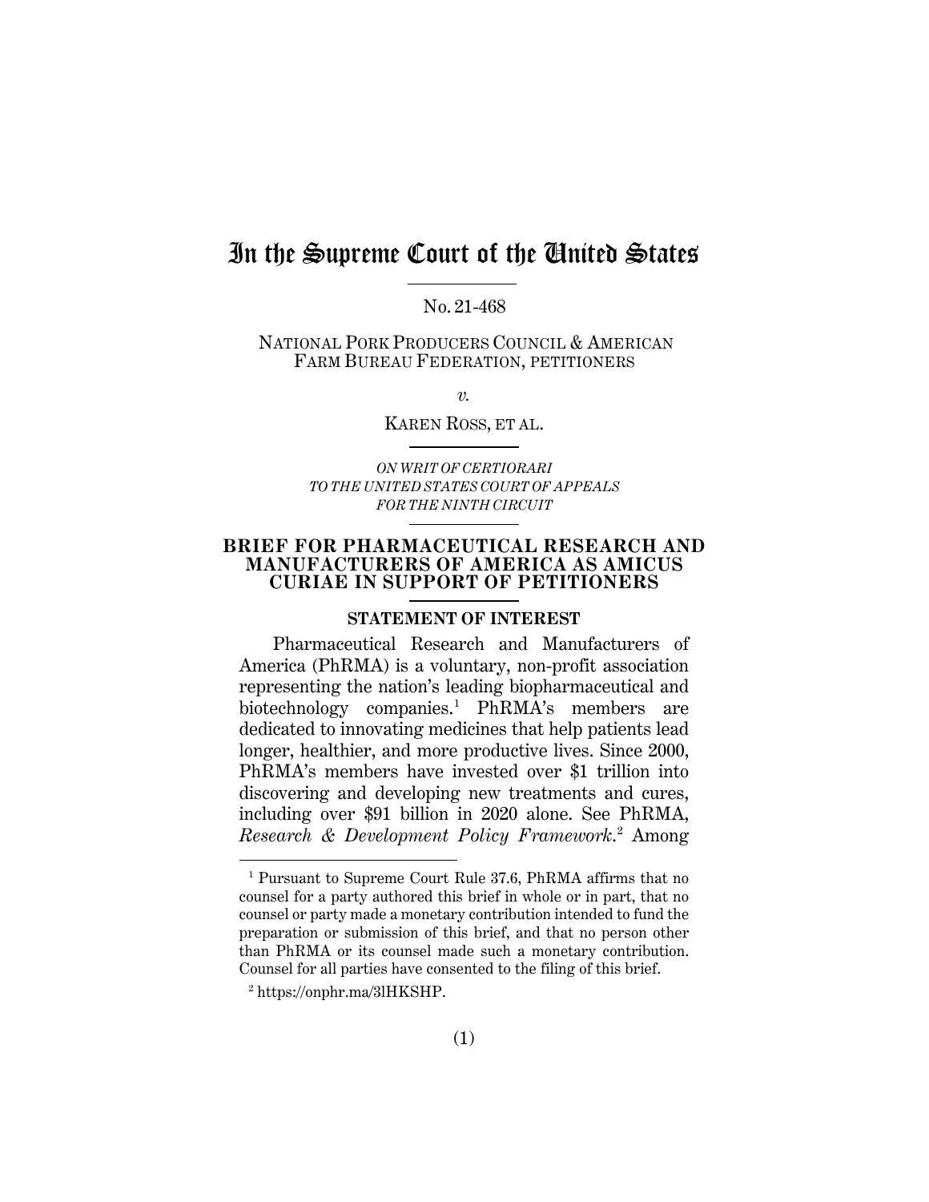# In the Supreme Court of the United States

No. 21-468

NATIONAL PORK PRODUCERS COUNCIL & AMERICAN FARM BUREAU FEDERATION, PETITIONERS

*v.*

KAREN ROSS, ET AL.

*ON WRIT OF CERTIORARI TO THE UNITED STATES COURT OF APPEALS FOR THE NINTH CIRCUIT*

## BRIEF FOR PHARMACEUTICAL RESEARCH AND MANUFACTURERS OF AMERICA AS AMICUS CURIAE IN SUPPORT OF PETITIONERS

### STATEMENT OF INTEREST

Pharmaceutical Research and Manufacturers of America (PhRMA) is a voluntary, non-profit association representing the nation's leading biopharmaceutical and biotechnology companies.[1] PhRMA's members are dedicated to innovating medicines that help patients lead longer, healthier, and more productive lives. Since 2000, PhRMA's members have invested over $1 trillion into discovering and developing new treatments and cures, including over $91 billion in 2020 alone. See PhRMA, *Research & Development Policy Framework*.[2] Among

[1] Pursuant to Supreme Court Rule 37.6, PhRMA affirms that no counsel for a party authored this brief in whole or in part, that no counsel or party made a monetary contribution intended to fund the preparation or submission of this brief, and that no person other than PhRMA or its counsel made such a monetary contribution. Counsel for all parties have consented to the filing of this brief.

[2] https://onphr.ma/3lHKSHP.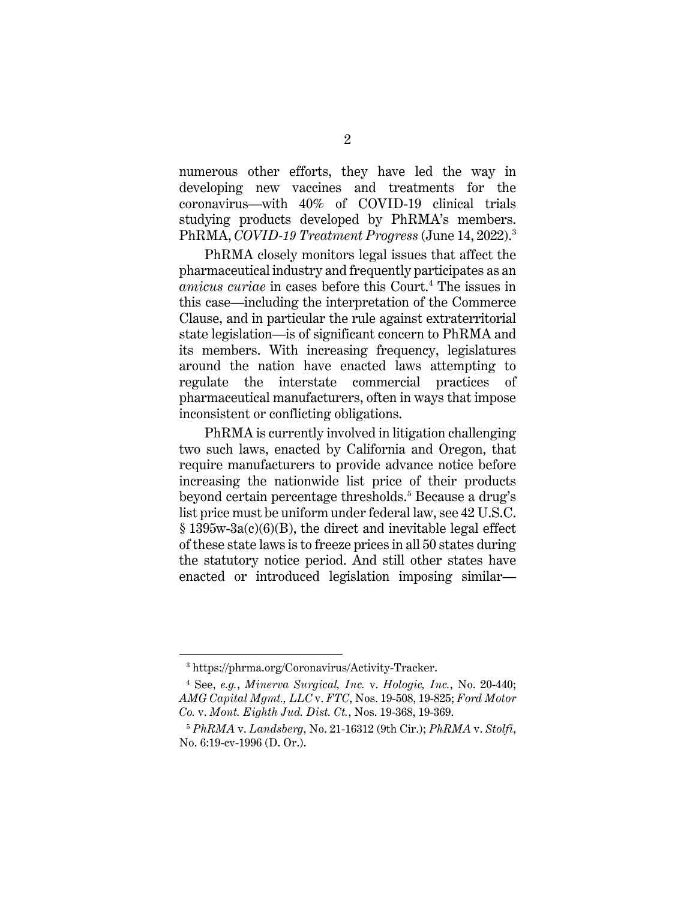numerous other efforts, they have led the way in developing new vaccines and treatments for the coronavirus—with 40% of COVID-19 clinical trials studying products developed by PhRMA's members. PhRMA, *COVID-19 Treatment Progress* (June 14, 2022).[3]

PhRMA closely monitors legal issues that affect the pharmaceutical industry and frequently participates as an *amicus curiae* in cases before this Court.[4] The issues in this case—including the interpretation of the Commerce Clause, and in particular the rule against extraterritorial state legislation—is of significant concern to PhRMA and its members. With increasing frequency, legislatures around the nation have enacted laws attempting to regulate the interstate commercial practices of pharmaceutical manufacturers, often in ways that impose inconsistent or conflicting obligations.

PhRMA is currently involved in litigation challenging two such laws, enacted by California and Oregon, that require manufacturers to provide advance notice before increasing the nationwide list price of their products beyond certain percentage thresholds.[5] Because a drug's list price must be uniform under federal law, see 42 U.S.C. § 1395w-3a(c)(6)(B), the direct and inevitable legal effect of these state laws is to freeze prices in all 50 states during the statutory notice period. And still other states have enacted or introduced legislation imposing similar—

---

[3] https://phrma.org/Coronavirus/Activity-Tracker.

[4] See, *e.g.*, *Minerva Surgical, Inc.* v. *Hologic, Inc.*, No. 20-440; *AMG Capital Mgmt., LLC* v. *FTC*, Nos. 19-508, 19-825; *Ford Motor Co.* v. *Mont. Eighth Jud. Dist. Ct.*, Nos. 19-368, 19-369.

[5] *PhRMA* v. *Landsberg*, No. 21-16312 (9th Cir.); *PhRMA* v. *Stolfi*, No. 6:19-cv-1996 (D. Or.).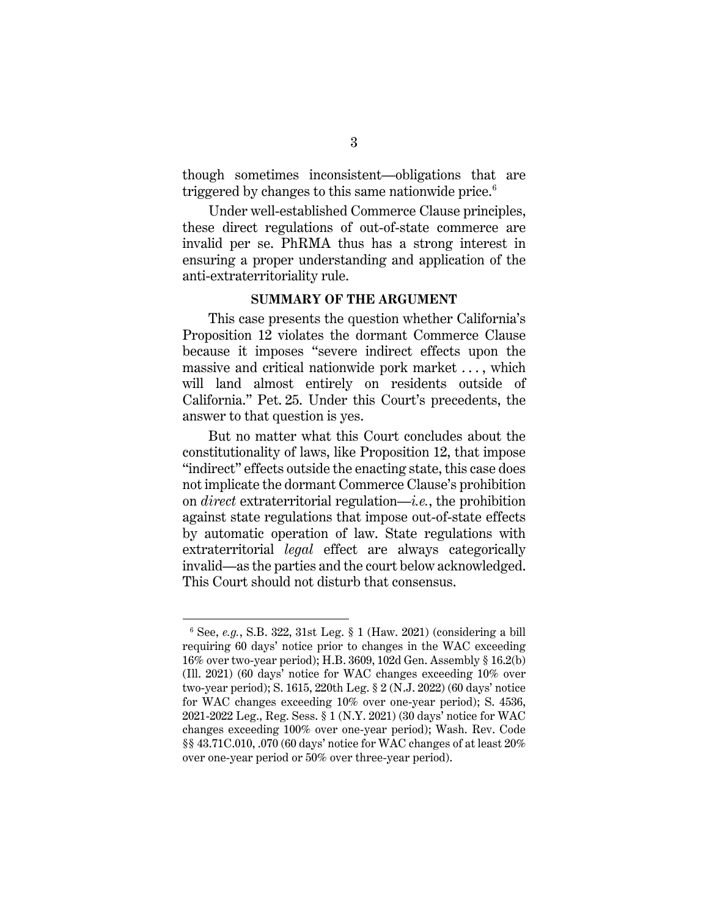though sometimes inconsistent—obligations that are triggered by changes to this same nationwide price.[6]

Under well-established Commerce Clause principles, these direct regulations of out-of-state commerce are invalid per se. PhRMA thus has a strong interest in ensuring a proper understanding and application of the anti-extraterritoriality rule.

## SUMMARY OF THE ARGUMENT

This case presents the question whether California's Proposition 12 violates the dormant Commerce Clause because it imposes "severe indirect effects upon the massive and critical nationwide pork market . . . , which will land almost entirely on residents outside of California." Pet. 25. Under this Court's precedents, the answer to that question is yes.

But no matter what this Court concludes about the constitutionality of laws, like Proposition 12, that impose "indirect" effects outside the enacting state, this case does not implicate the dormant Commerce Clause's prohibition on *direct* extraterritorial regulation—*i.e.*, the prohibition against state regulations that impose out-of-state effects by automatic operation of law. State regulations with extraterritorial *legal* effect are always categorically invalid—as the parties and the court below acknowledged. This Court should not disturb that consensus.

---

[6] See, *e.g.*, S.B. 322, 31st Leg. § 1 (Haw. 2021) (considering a bill requiring 60 days' notice prior to changes in the WAC exceeding 16% over two-year period); H.B. 3609, 102d Gen. Assembly § 16.2(b) (Ill. 2021) (60 days' notice for WAC changes exceeding 10% over two-year period); S. 1615, 220th Leg. § 2 (N.J. 2022) (60 days' notice for WAC changes exceeding 10% over one-year period); S. 4536, 2021-2022 Leg., Reg. Sess. § 1 (N.Y. 2021) (30 days' notice for WAC changes exceeding 100% over one-year period); Wash. Rev. Code §§ 43.71C.010, .070 (60 days' notice for WAC changes of at least 20% over one-year period or 50% over three-year period).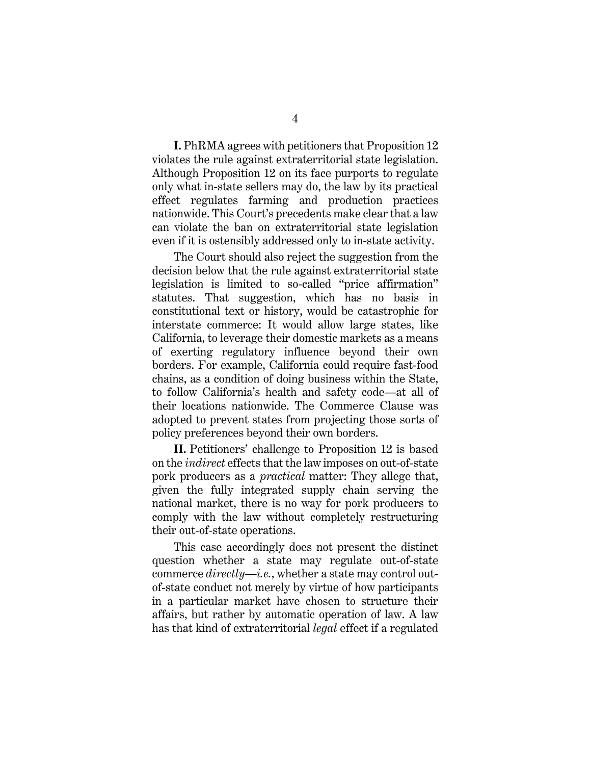**I.** PhRMA agrees with petitioners that Proposition 12 violates the rule against extraterritorial state legislation. Although Proposition 12 on its face purports to regulate only what in-state sellers may do, the law by its practical effect regulates farming and production practices nationwide. This Court's precedents make clear that a law can violate the ban on extraterritorial state legislation even if it is ostensibly addressed only to in-state activity.

The Court should also reject the suggestion from the decision below that the rule against extraterritorial state legislation is limited to so-called "price affirmation" statutes. That suggestion, which has no basis in constitutional text or history, would be catastrophic for interstate commerce: It would allow large states, like California, to leverage their domestic markets as a means of exerting regulatory influence beyond their own borders. For example, California could require fast-food chains, as a condition of doing business within the State, to follow California's health and safety code—at all of their locations nationwide. The Commerce Clause was adopted to prevent states from projecting those sorts of policy preferences beyond their own borders.

**II.** Petitioners' challenge to Proposition 12 is based on the *indirect* effects that the law imposes on out-of-state pork producers as a *practical* matter: They allege that, given the fully integrated supply chain serving the national market, there is no way for pork producers to comply with the law without completely restructuring their out-of-state operations.

This case accordingly does not present the distinct question whether a state may regulate out-of-state commerce *directly*—*i.e.*, whether a state may control out-of-state conduct not merely by virtue of how participants in a particular market have chosen to structure their affairs, but rather by automatic operation of law. A law has that kind of extraterritorial *legal* effect if a regulated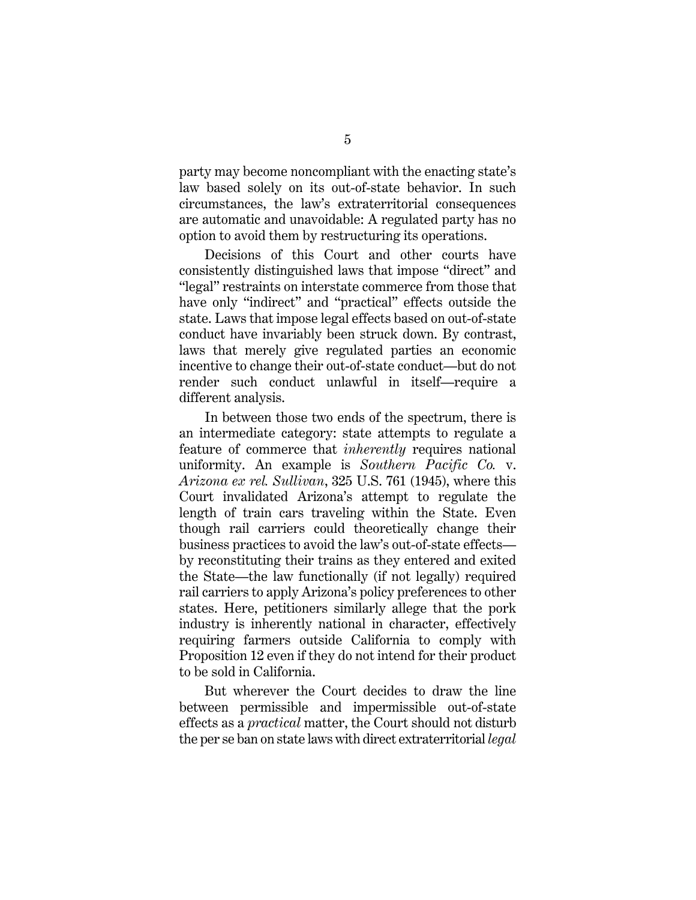party may become noncompliant with the enacting state's law based solely on its out-of-state behavior. In such circumstances, the law's extraterritorial consequences are automatic and unavoidable: A regulated party has no option to avoid them by restructuring its operations.

Decisions of this Court and other courts have consistently distinguished laws that impose "direct" and "legal" restraints on interstate commerce from those that have only "indirect" and "practical" effects outside the state. Laws that impose legal effects based on out-of-state conduct have invariably been struck down. By contrast, laws that merely give regulated parties an economic incentive to change their out-of-state conduct—but do not render such conduct unlawful in itself—require a different analysis.

In between those two ends of the spectrum, there is an intermediate category: state attempts to regulate a feature of commerce that *inherently* requires national uniformity. An example is *Southern Pacific Co.* v. *Arizona ex rel. Sullivan*, 325 U.S. 761 (1945), where this Court invalidated Arizona's attempt to regulate the length of train cars traveling within the State. Even though rail carriers could theoretically change their business practices to avoid the law's out-of-state effects—by reconstituting their trains as they entered and exited the State—the law functionally (if not legally) required rail carriers to apply Arizona's policy preferences to other states. Here, petitioners similarly allege that the pork industry is inherently national in character, effectively requiring farmers outside California to comply with Proposition 12 even if they do not intend for their product to be sold in California.

But wherever the Court decides to draw the line between permissible and impermissible out-of-state effects as a *practical* matter, the Court should not disturb the per se ban on state laws with direct extraterritorial *legal*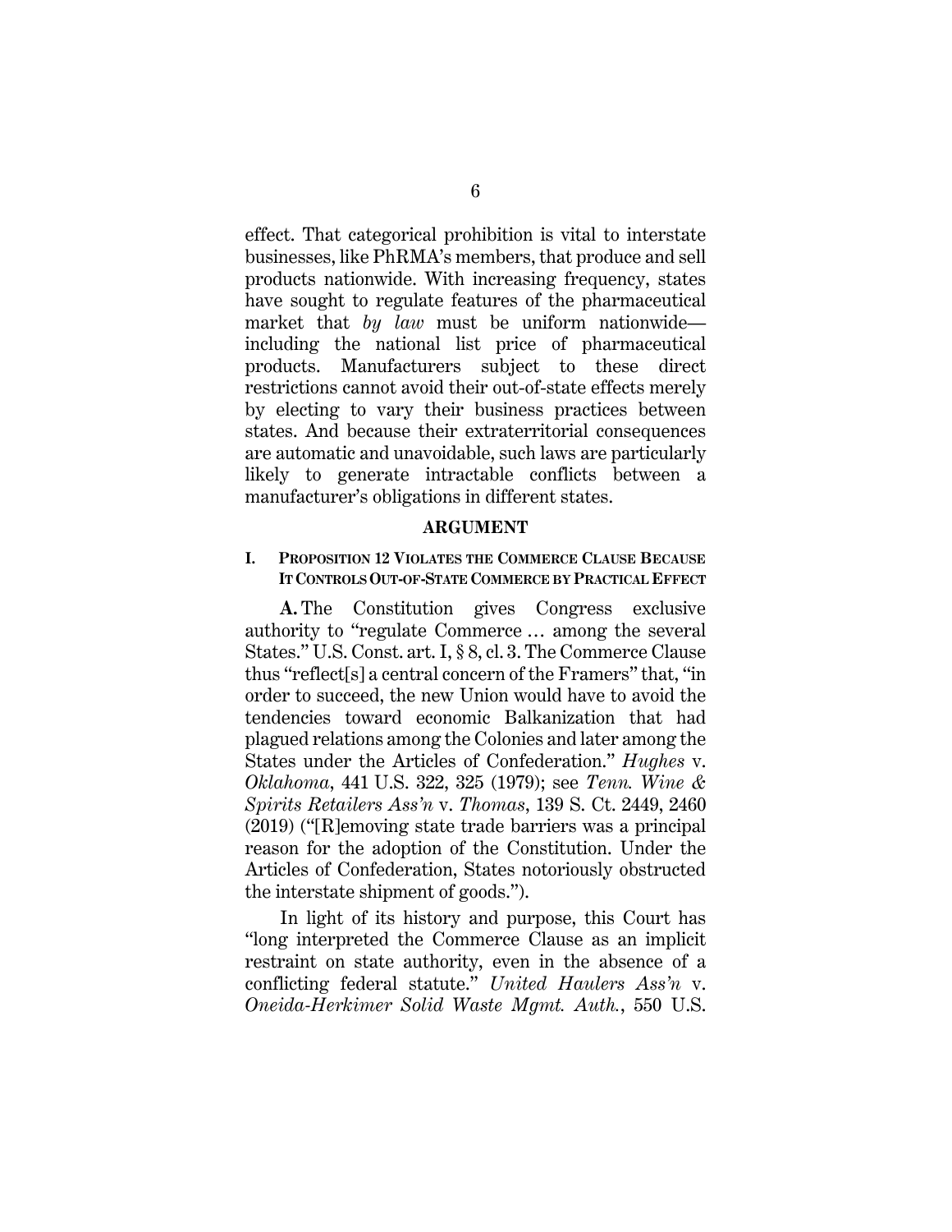effect. That categorical prohibition is vital to interstate businesses, like PhRMA's members, that produce and sell products nationwide. With increasing frequency, states have sought to regulate features of the pharmaceutical market that *by law* must be uniform nationwide—including the national list price of pharmaceutical products. Manufacturers subject to these direct restrictions cannot avoid their out-of-state effects merely by electing to vary their business practices between states. And because their extraterritorial consequences are automatic and unavoidable, such laws are particularly likely to generate intractable conflicts between a manufacturer's obligations in different states.

## ARGUMENT

### I. PROPOSITION 12 VIOLATES THE COMMERCE CLAUSE BECAUSE IT CONTROLS OUT-OF-STATE COMMERCE BY PRACTICAL EFFECT

**A.** The Constitution gives Congress exclusive authority to "regulate Commerce … among the several States." U.S. Const. art. I, § 8, cl. 3. The Commerce Clause thus "reflect[s] a central concern of the Framers" that, "in order to succeed, the new Union would have to avoid the tendencies toward economic Balkanization that had plagued relations among the Colonies and later among the States under the Articles of Confederation." *Hughes* v. *Oklahoma*, 441 U.S. 322, 325 (1979); see *Tenn. Wine & Spirits Retailers Ass'n* v. *Thomas*, 139 S. Ct. 2449, 2460 (2019) ("[R]emoving state trade barriers was a principal reason for the adoption of the Constitution. Under the Articles of Confederation, States notoriously obstructed the interstate shipment of goods.").

In light of its history and purpose, this Court has "long interpreted the Commerce Clause as an implicit restraint on state authority, even in the absence of a conflicting federal statute." *United Haulers Ass'n* v. *Oneida-Herkimer Solid Waste Mgmt. Auth.*, 550 U.S.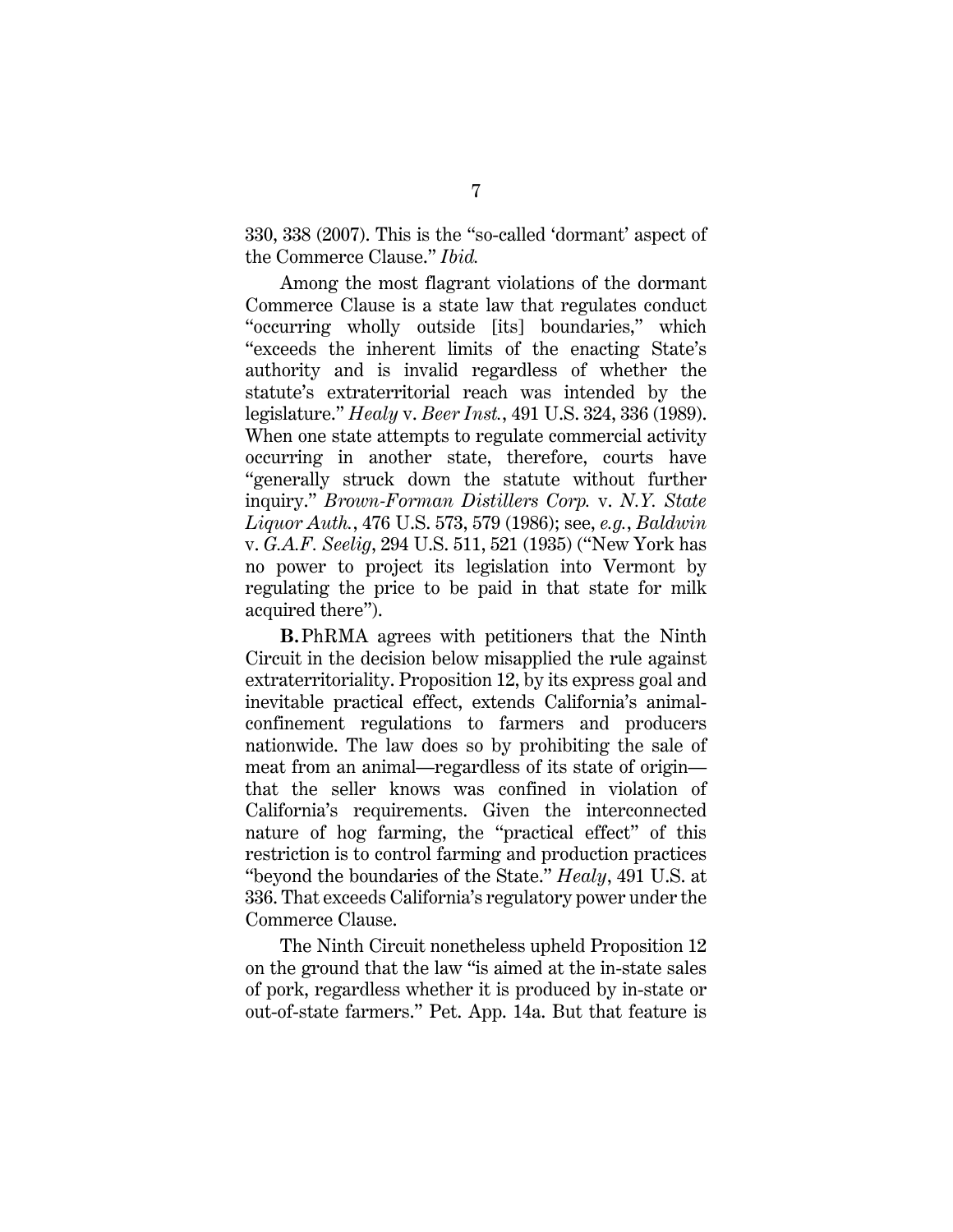330, 338 (2007). This is the "so-called 'dormant' aspect of the Commerce Clause." *Ibid.*

Among the most flagrant violations of the dormant Commerce Clause is a state law that regulates conduct "occurring wholly outside [its] boundaries," which "exceeds the inherent limits of the enacting State's authority and is invalid regardless of whether the statute's extraterritorial reach was intended by the legislature." *Healy* v. *Beer Inst.*, 491 U.S. 324, 336 (1989). When one state attempts to regulate commercial activity occurring in another state, therefore, courts have "generally struck down the statute without further inquiry." *Brown-Forman Distillers Corp.* v. *N.Y. State Liquor Auth.*, 476 U.S. 573, 579 (1986); see, *e.g.*, *Baldwin* v. *G.A.F. Seelig*, 294 U.S. 511, 521 (1935) ("New York has no power to project its legislation into Vermont by regulating the price to be paid in that state for milk acquired there").

**B.** PhRMA agrees with petitioners that the Ninth Circuit in the decision below misapplied the rule against extraterritoriality. Proposition 12, by its express goal and inevitable practical effect, extends California's animal-confinement regulations to farmers and producers nationwide. The law does so by prohibiting the sale of meat from an animal—regardless of its state of origin—that the seller knows was confined in violation of California's requirements. Given the interconnected nature of hog farming, the "practical effect" of this restriction is to control farming and production practices "beyond the boundaries of the State." *Healy*, 491 U.S. at 336. That exceeds California's regulatory power under the Commerce Clause.

The Ninth Circuit nonetheless upheld Proposition 12 on the ground that the law "is aimed at the in-state sales of pork, regardless whether it is produced by in-state or out-of-state farmers." Pet. App. 14a. But that feature is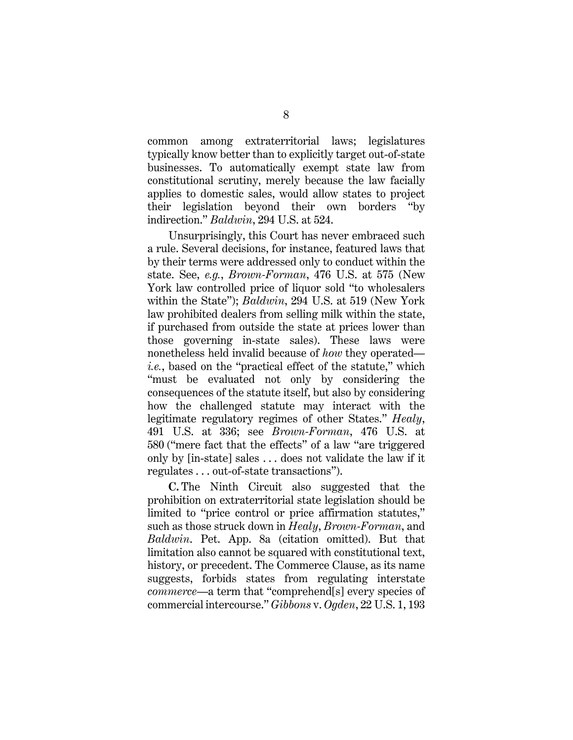common among extraterritorial laws; legislatures typically know better than to explicitly target out-of-state businesses. To automatically exempt state law from constitutional scrutiny, merely because the law facially applies to domestic sales, would allow states to project their legislation beyond their own borders "by indirection." *Baldwin*, 294 U.S. at 524.

Unsurprisingly, this Court has never embraced such a rule. Several decisions, for instance, featured laws that by their terms were addressed only to conduct within the state. See, *e.g.*, *Brown-Forman*, 476 U.S. at 575 (New York law controlled price of liquor sold "to wholesalers within the State"); *Baldwin*, 294 U.S. at 519 (New York law prohibited dealers from selling milk within the state, if purchased from outside the state at prices lower than those governing in-state sales). These laws were nonetheless held invalid because of *how* they operated—*i.e.*, based on the "practical effect of the statute," which "must be evaluated not only by considering the consequences of the statute itself, but also by considering how the challenged statute may interact with the legitimate regulatory regimes of other States." *Healy*, 491 U.S. at 336; see *Brown-Forman*, 476 U.S. at 580 ("mere fact that the effects" of a law "are triggered only by [in-state] sales . . . does not validate the law if it regulates . . . out-of-state transactions").

**C.** The Ninth Circuit also suggested that the prohibition on extraterritorial state legislation should be limited to "price control or price affirmation statutes," such as those struck down in *Healy*, *Brown-Forman*, and *Baldwin*. Pet. App. 8a (citation omitted). But that limitation also cannot be squared with constitutional text, history, or precedent. The Commerce Clause, as its name suggests, forbids states from regulating interstate *commerce*—a term that "comprehend[s] every species of commercial intercourse." *Gibbons* v. *Ogden*, 22 U.S. 1, 193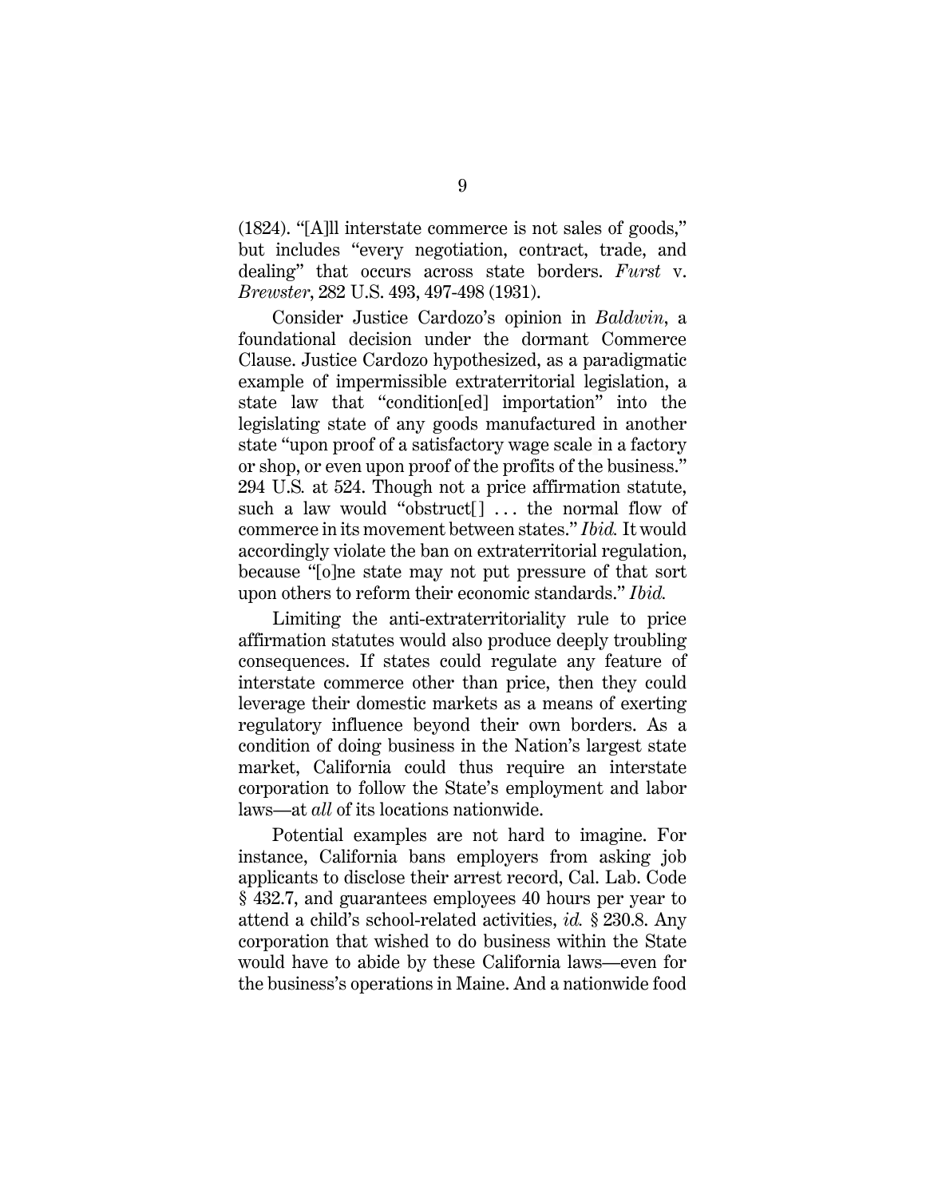(1824). "[A]ll interstate commerce is not sales of goods," but includes "every negotiation, contract, trade, and dealing" that occurs across state borders. *Furst* v. *Brewster*, 282 U.S. 493, 497-498 (1931).

Consider Justice Cardozo's opinion in *Baldwin*, a foundational decision under the dormant Commerce Clause. Justice Cardozo hypothesized, as a paradigmatic example of impermissible extraterritorial legislation, a state law that "condition[ed] importation" into the legislating state of any goods manufactured in another state "upon proof of a satisfactory wage scale in a factory or shop, or even upon proof of the profits of the business." 294 U.S. at 524. Though not a price affirmation statute, such a law would "obstruct[] . . . the normal flow of commerce in its movement between states." *Ibid.* It would accordingly violate the ban on extraterritorial regulation, because "[o]ne state may not put pressure of that sort upon others to reform their economic standards." *Ibid.*

Limiting the anti-extraterritoriality rule to price affirmation statutes would also produce deeply troubling consequences. If states could regulate any feature of interstate commerce other than price, then they could leverage their domestic markets as a means of exerting regulatory influence beyond their own borders. As a condition of doing business in the Nation's largest state market, California could thus require an interstate corporation to follow the State's employment and labor laws—at *all* of its locations nationwide.

Potential examples are not hard to imagine. For instance, California bans employers from asking job applicants to disclose their arrest record, Cal. Lab. Code § 432.7, and guarantees employees 40 hours per year to attend a child's school-related activities, *id.* § 230.8. Any corporation that wished to do business within the State would have to abide by these California laws—even for the business's operations in Maine. And a nationwide food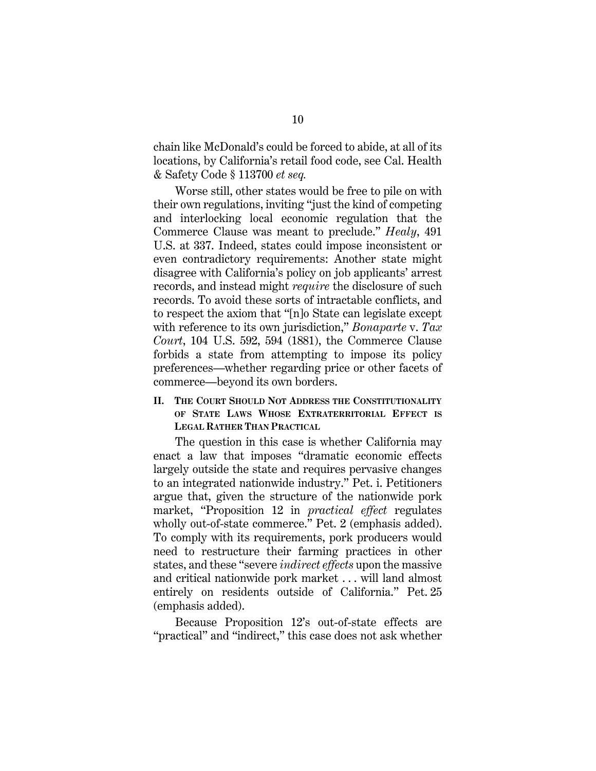chain like McDonald's could be forced to abide, at all of its locations, by California's retail food code, see Cal. Health & Safety Code § 113700 *et seq.*

Worse still, other states would be free to pile on with their own regulations, inviting "just the kind of competing and interlocking local economic regulation that the Commerce Clause was meant to preclude." *Healy*, 491 U.S. at 337. Indeed, states could impose inconsistent or even contradictory requirements: Another state might disagree with California's policy on job applicants' arrest records, and instead might *require* the disclosure of such records. To avoid these sorts of intractable conflicts, and to respect the axiom that "[n]o State can legislate except with reference to its own jurisdiction," *Bonaparte* v. *Tax Court*, 104 U.S. 592, 594 (1881), the Commerce Clause forbids a state from attempting to impose its policy preferences—whether regarding price or other facets of commerce—beyond its own borders.

## II. THE COURT SHOULD NOT ADDRESS THE CONSTITUTIONALITY OF STATE LAWS WHOSE EXTRATERRITORIAL EFFECT IS LEGAL RATHER THAN PRACTICAL

The question in this case is whether California may enact a law that imposes "dramatic economic effects largely outside the state and requires pervasive changes to an integrated nationwide industry." Pet. i. Petitioners argue that, given the structure of the nationwide pork market, "Proposition 12 in *practical effect* regulates wholly out-of-state commerce." Pet. 2 (emphasis added). To comply with its requirements, pork producers would need to restructure their farming practices in other states, and these "severe *indirect effects* upon the massive and critical nationwide pork market . . . will land almost entirely on residents outside of California." Pet. 25 (emphasis added).

Because Proposition 12's out-of-state effects are "practical" and "indirect," this case does not ask whether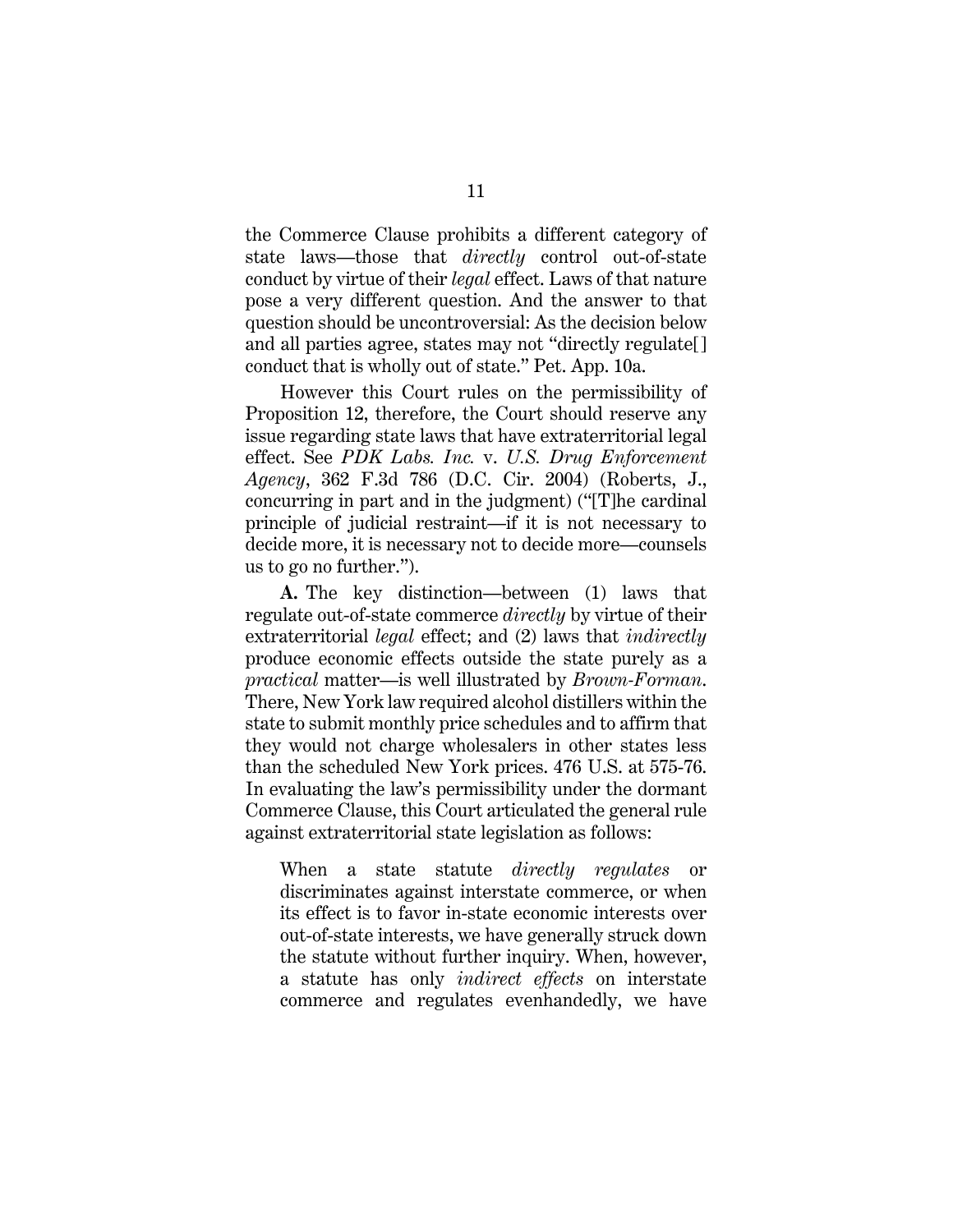the Commerce Clause prohibits a different category of state laws—those that *directly* control out-of-state conduct by virtue of their *legal* effect. Laws of that nature pose a very different question. And the answer to that question should be uncontroversial: As the decision below and all parties agree, states may not "directly regulate[] conduct that is wholly out of state." Pet. App. 10a.

However this Court rules on the permissibility of Proposition 12, therefore, the Court should reserve any issue regarding state laws that have extraterritorial legal effect. See *PDK Labs. Inc.* v. *U.S. Drug Enforcement Agency*, 362 F.3d 786 (D.C. Cir. 2004) (Roberts, J., concurring in part and in the judgment) ("[T]he cardinal principle of judicial restraint—if it is not necessary to decide more, it is necessary not to decide more—counsels us to go no further.").

**A.** The key distinction—between (1) laws that regulate out-of-state commerce *directly* by virtue of their extraterritorial *legal* effect; and (2) laws that *indirectly* produce economic effects outside the state purely as a *practical* matter—is well illustrated by *Brown-Forman*. There, New York law required alcohol distillers within the state to submit monthly price schedules and to affirm that they would not charge wholesalers in other states less than the scheduled New York prices. 476 U.S. at 575-76. In evaluating the law's permissibility under the dormant Commerce Clause, this Court articulated the general rule against extraterritorial state legislation as follows:

> When a state statute *directly regulates* or discriminates against interstate commerce, or when its effect is to favor in-state economic interests over out-of-state interests, we have generally struck down the statute without further inquiry. When, however, a statute has only *indirect effects* on interstate commerce and regulates evenhandedly, we have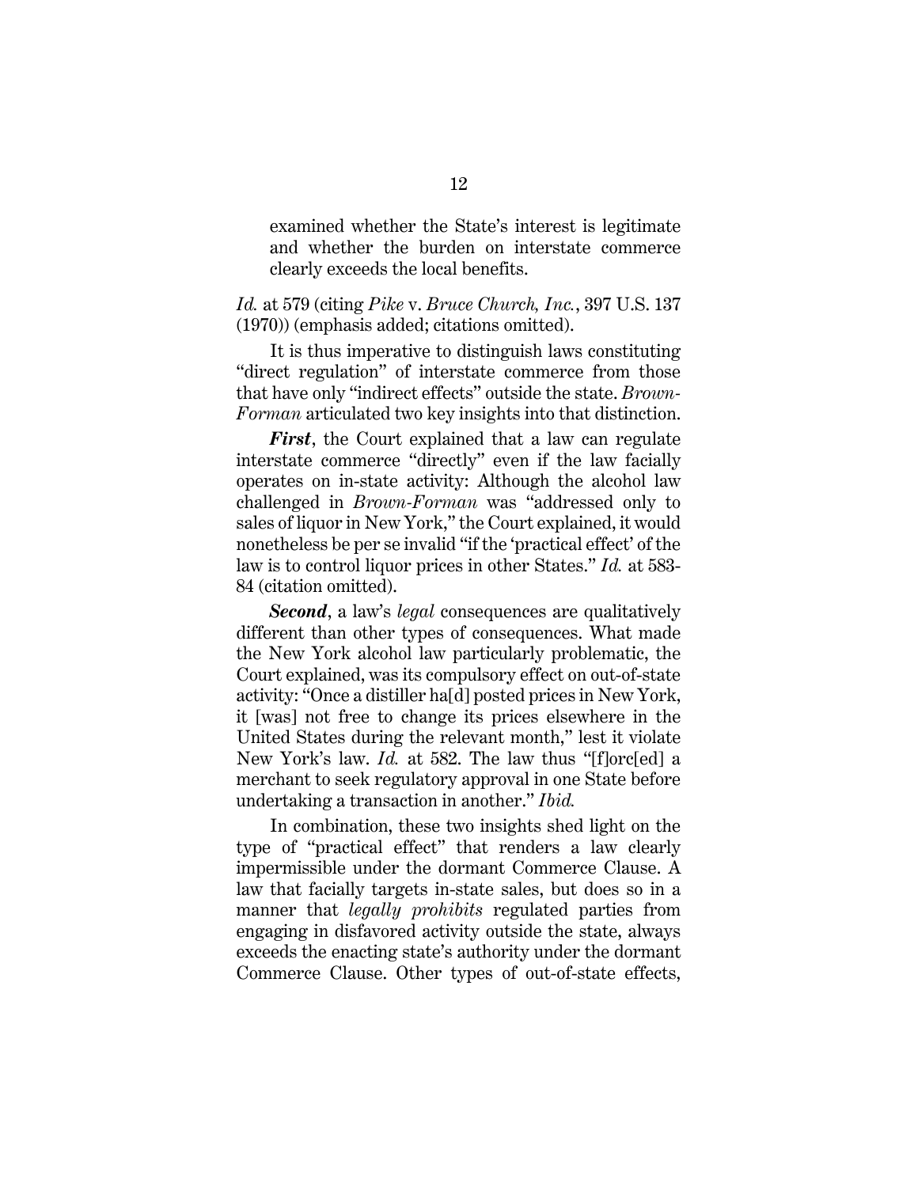examined whether the State's interest is legitimate and whether the burden on interstate commerce clearly exceeds the local benefits.

*Id.* at 579 (citing *Pike* v. *Bruce Church, Inc.*, 397 U.S. 137 (1970)) (emphasis added; citations omitted).

It is thus imperative to distinguish laws constituting "direct regulation" of interstate commerce from those that have only "indirect effects" outside the state. *Brown-Forman* articulated two key insights into that distinction.

***First***, the Court explained that a law can regulate interstate commerce "directly" even if the law facially operates on in-state activity: Although the alcohol law challenged in *Brown-Forman* was "addressed only to sales of liquor in New York," the Court explained, it would nonetheless be per se invalid "if the 'practical effect' of the law is to control liquor prices in other States." *Id.* at 583-84 (citation omitted).

***Second***, a law's *legal* consequences are qualitatively different than other types of consequences. What made the New York alcohol law particularly problematic, the Court explained, was its compulsory effect on out-of-state activity: "Once a distiller ha[d] posted prices in New York, it [was] not free to change its prices elsewhere in the United States during the relevant month," lest it violate New York's law. *Id.* at 582. The law thus "[f]orc[ed] a merchant to seek regulatory approval in one State before undertaking a transaction in another." *Ibid.*

In combination, these two insights shed light on the type of "practical effect" that renders a law clearly impermissible under the dormant Commerce Clause. A law that facially targets in-state sales, but does so in a manner that *legally prohibits* regulated parties from engaging in disfavored activity outside the state, always exceeds the enacting state's authority under the dormant Commerce Clause. Other types of out-of-state effects,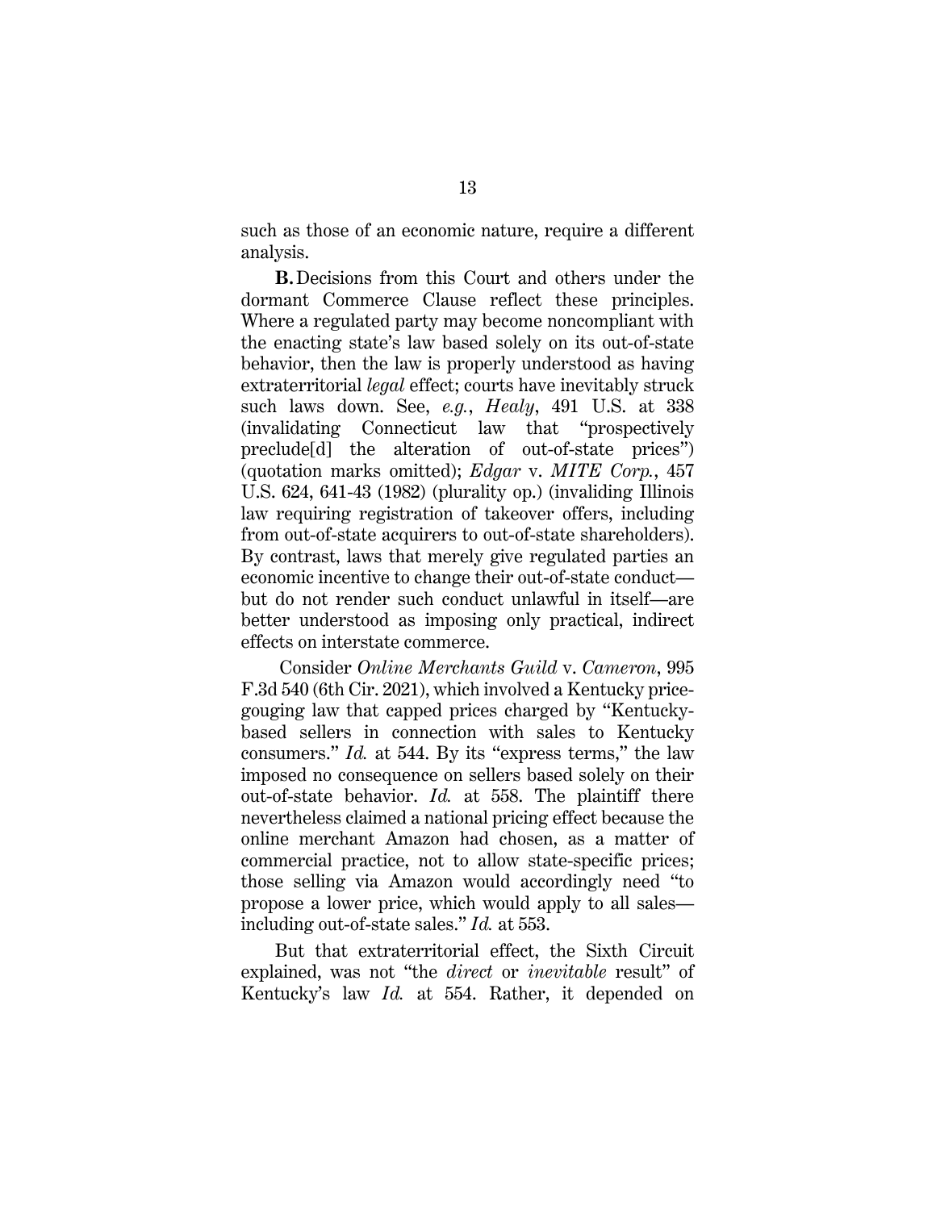such as those of an economic nature, require a different analysis.

**B.** Decisions from this Court and others under the dormant Commerce Clause reflect these principles. Where a regulated party may become noncompliant with the enacting state's law based solely on its out-of-state behavior, then the law is properly understood as having extraterritorial *legal* effect; courts have inevitably struck such laws down. See, *e.g.*, *Healy*, 491 U.S. at 338 (invalidating Connecticut law that "prospectively preclude[d] the alteration of out-of-state prices") (quotation marks omitted); *Edgar* v. *MITE Corp.*, 457 U.S. 624, 641-43 (1982) (plurality op.) (invaliding Illinois law requiring registration of takeover offers, including from out-of-state acquirers to out-of-state shareholders). By contrast, laws that merely give regulated parties an economic incentive to change their out-of-state conduct—but do not render such conduct unlawful in itself—are better understood as imposing only practical, indirect effects on interstate commerce.

Consider *Online Merchants Guild* v. *Cameron*, 995 F.3d 540 (6th Cir. 2021), which involved a Kentucky price-gouging law that capped prices charged by "Kentucky-based sellers in connection with sales to Kentucky consumers." *Id.* at 544. By its "express terms," the law imposed no consequence on sellers based solely on their out-of-state behavior. *Id.* at 558. The plaintiff there nevertheless claimed a national pricing effect because the online merchant Amazon had chosen, as a matter of commercial practice, not to allow state-specific prices; those selling via Amazon would accordingly need "to propose a lower price, which would apply to all sales—including out-of-state sales." *Id.* at 553.

But that extraterritorial effect, the Sixth Circuit explained, was not "the *direct* or *inevitable* result" of Kentucky's law *Id.* at 554. Rather, it depended on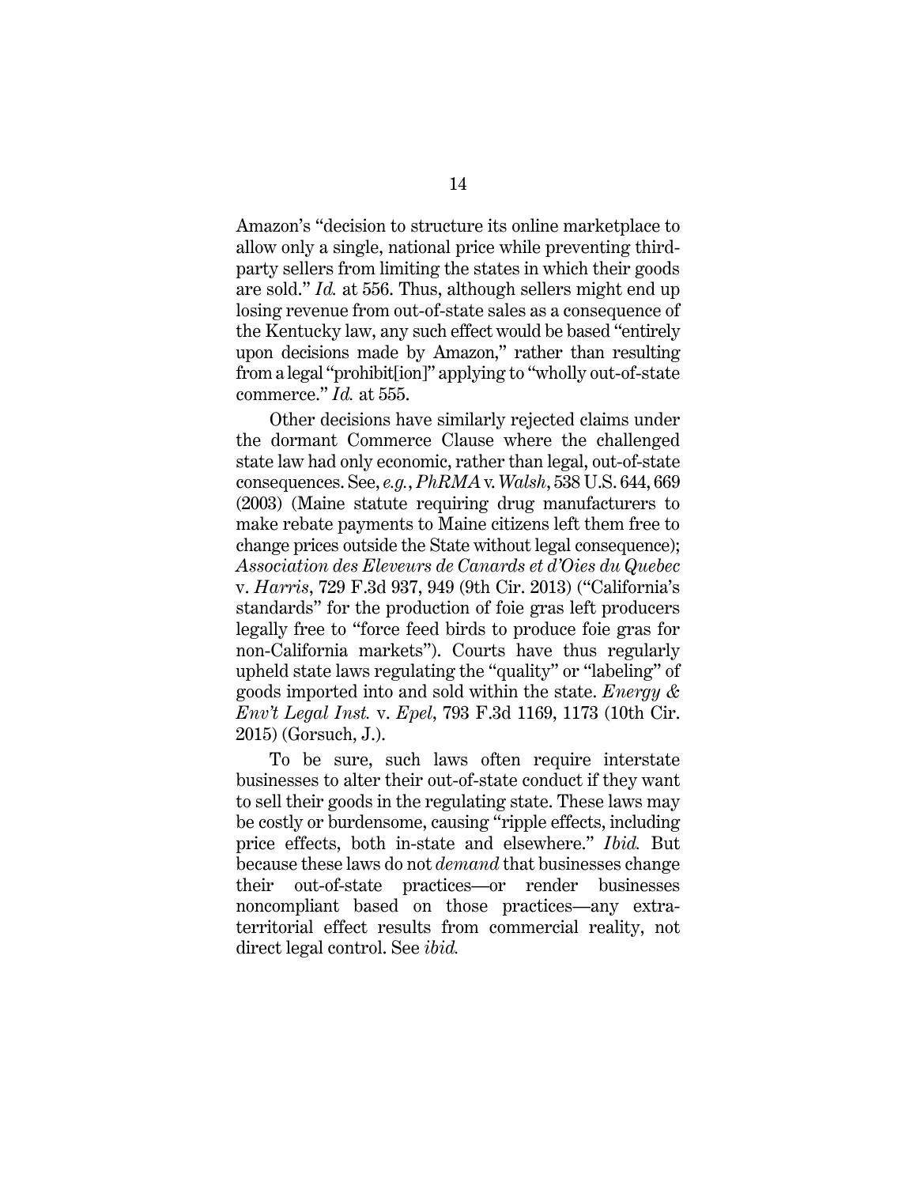Amazon's "decision to structure its online marketplace to allow only a single, national price while preventing third-party sellers from limiting the states in which their goods are sold." *Id.* at 556. Thus, although sellers might end up losing revenue from out-of-state sales as a consequence of the Kentucky law, any such effect would be based "entirely upon decisions made by Amazon," rather than resulting from a legal "prohibit[ion]" applying to "wholly out-of-state commerce." *Id.* at 555.

Other decisions have similarly rejected claims under the dormant Commerce Clause where the challenged state law had only economic, rather than legal, out-of-state consequences. See, *e.g.*, *PhRMA* v. *Walsh*, 538 U.S. 644, 669 (2003) (Maine statute requiring drug manufacturers to make rebate payments to Maine citizens left them free to change prices outside the State without legal consequence); *Association des Eleveurs de Canards et d'Oies du Quebec* v. *Harris*, 729 F.3d 937, 949 (9th Cir. 2013) ("California's standards" for the production of foie gras left producers legally free to "force feed birds to produce foie gras for non-California markets"). Courts have thus regularly upheld state laws regulating the "quality" or "labeling" of goods imported into and sold within the state. *Energy & Env't Legal Inst.* v. *Epel*, 793 F.3d 1169, 1173 (10th Cir. 2015) (Gorsuch, J.).

To be sure, such laws often require interstate businesses to alter their out-of-state conduct if they want to sell their goods in the regulating state. These laws may be costly or burdensome, causing "ripple effects, including price effects, both in-state and elsewhere." *Ibid.* But because these laws do not *demand* that businesses change their out-of-state practices—or render businesses noncompliant based on those practices—any extra-territorial effect results from commercial reality, not direct legal control. See *ibid.*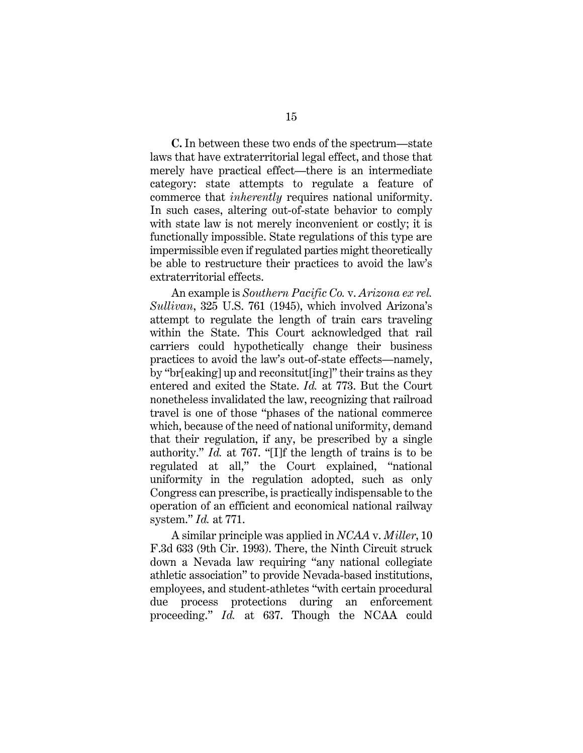**C.** In between these two ends of the spectrum—state laws that have extraterritorial legal effect, and those that merely have practical effect—there is an intermediate category: state attempts to regulate a feature of commerce that *inherently* requires national uniformity. In such cases, altering out-of-state behavior to comply with state law is not merely inconvenient or costly; it is functionally impossible. State regulations of this type are impermissible even if regulated parties might theoretically be able to restructure their practices to avoid the law's extraterritorial effects.

An example is *Southern Pacific Co.* v. *Arizona ex rel. Sullivan*, 325 U.S. 761 (1945), which involved Arizona's attempt to regulate the length of train cars traveling within the State. This Court acknowledged that rail carriers could hypothetically change their business practices to avoid the law's out-of-state effects—namely, by "br[eaking] up and reconsitut[ing]" their trains as they entered and exited the State. *Id.* at 773. But the Court nonetheless invalidated the law, recognizing that railroad travel is one of those "phases of the national commerce which, because of the need of national uniformity, demand that their regulation, if any, be prescribed by a single authority." *Id.* at 767. "[I]f the length of trains is to be regulated at all," the Court explained, "national uniformity in the regulation adopted, such as only Congress can prescribe, is practically indispensable to the operation of an efficient and economical national railway system." *Id.* at 771.

A similar principle was applied in *NCAA* v. *Miller*, 10 F.3d 633 (9th Cir. 1993). There, the Ninth Circuit struck down a Nevada law requiring "any national collegiate athletic association" to provide Nevada-based institutions, employees, and student-athletes "with certain procedural due process protections during an enforcement proceeding." *Id.* at 637. Though the NCAA could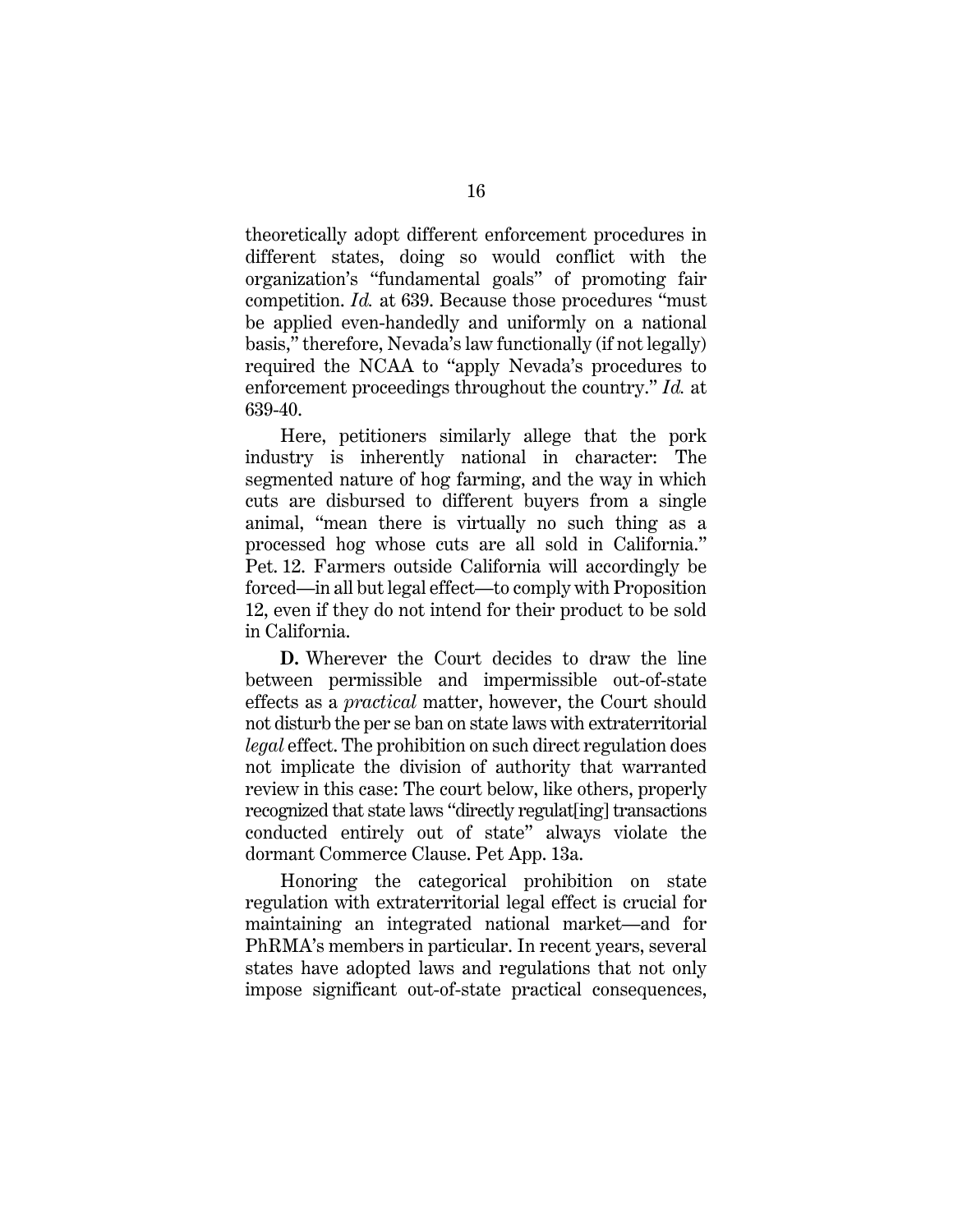theoretically adopt different enforcement procedures in different states, doing so would conflict with the organization's "fundamental goals" of promoting fair competition. *Id.* at 639. Because those procedures "must be applied even-handedly and uniformly on a national basis," therefore, Nevada's law functionally (if not legally) required the NCAA to "apply Nevada's procedures to enforcement proceedings throughout the country." *Id.* at 639-40.

Here, petitioners similarly allege that the pork industry is inherently national in character: The segmented nature of hog farming, and the way in which cuts are disbursed to different buyers from a single animal, "mean there is virtually no such thing as a processed hog whose cuts are all sold in California." Pet. 12. Farmers outside California will accordingly be forced—in all but legal effect—to comply with Proposition 12, even if they do not intend for their product to be sold in California.

**D.** Wherever the Court decides to draw the line between permissible and impermissible out-of-state effects as a *practical* matter, however, the Court should not disturb the per se ban on state laws with extraterritorial *legal* effect. The prohibition on such direct regulation does not implicate the division of authority that warranted review in this case: The court below, like others, properly recognized that state laws "directly regulat[ing] transactions conducted entirely out of state" always violate the dormant Commerce Clause. Pet App. 13a.

Honoring the categorical prohibition on state regulation with extraterritorial legal effect is crucial for maintaining an integrated national market—and for PhRMA's members in particular. In recent years, several states have adopted laws and regulations that not only impose significant out-of-state practical consequences,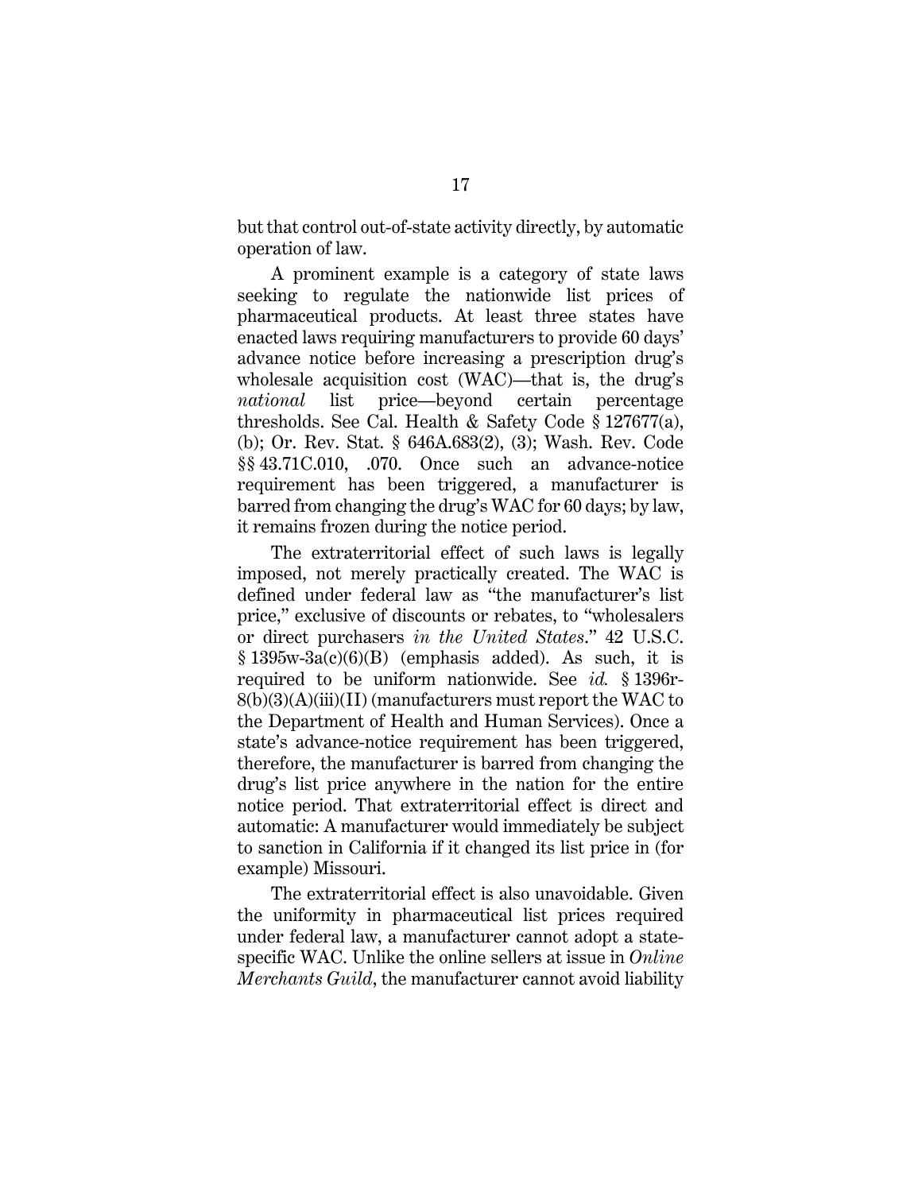but that control out-of-state activity directly, by automatic operation of law.

A prominent example is a category of state laws seeking to regulate the nationwide list prices of pharmaceutical products. At least three states have enacted laws requiring manufacturers to provide 60 days' advance notice before increasing a prescription drug's wholesale acquisition cost (WAC)—that is, the drug's *national* list price—beyond certain percentage thresholds. See Cal. Health & Safety Code § 127677(a), (b); Or. Rev. Stat. § 646A.683(2), (3); Wash. Rev. Code §§ 43.71C.010, .070. Once such an advance-notice requirement has been triggered, a manufacturer is barred from changing the drug's WAC for 60 days; by law, it remains frozen during the notice period.

The extraterritorial effect of such laws is legally imposed, not merely practically created. The WAC is defined under federal law as "the manufacturer's list price," exclusive of discounts or rebates, to "wholesalers or direct purchasers *in the United States*." 42 U.S.C. § 1395w-3a(c)(6)(B) (emphasis added). As such, it is required to be uniform nationwide. See *id.* § 1396r-8(b)(3)(A)(iii)(II) (manufacturers must report the WAC to the Department of Health and Human Services). Once a state's advance-notice requirement has been triggered, therefore, the manufacturer is barred from changing the drug's list price anywhere in the nation for the entire notice period. That extraterritorial effect is direct and automatic: A manufacturer would immediately be subject to sanction in California if it changed its list price in (for example) Missouri.

The extraterritorial effect is also unavoidable. Given the uniformity in pharmaceutical list prices required under federal law, a manufacturer cannot adopt a state-specific WAC. Unlike the online sellers at issue in *Online Merchants Guild*, the manufacturer cannot avoid liability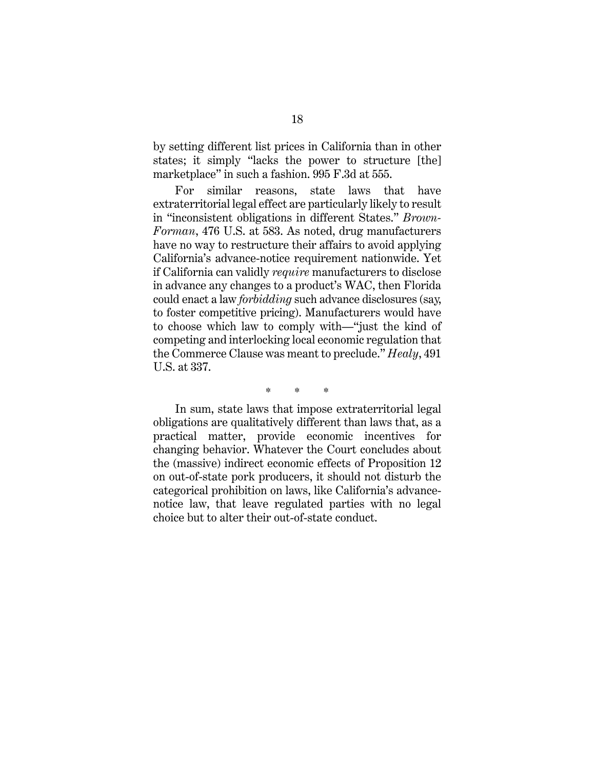by setting different list prices in California than in other states; it simply "lacks the power to structure [the] marketplace" in such a fashion. 995 F.3d at 555.

For similar reasons, state laws that have extraterritorial legal effect are particularly likely to result in "inconsistent obligations in different States." *Brown-Forman*, 476 U.S. at 583. As noted, drug manufacturers have no way to restructure their affairs to avoid applying California's advance-notice requirement nationwide. Yet if California can validly *require* manufacturers to disclose in advance any changes to a product's WAC, then Florida could enact a law *forbidding* such advance disclosures (say, to foster competitive pricing). Manufacturers would have to choose which law to comply with—"just the kind of competing and interlocking local economic regulation that the Commerce Clause was meant to preclude." *Healy*, 491 U.S. at 337.

\* \* \*

In sum, state laws that impose extraterritorial legal obligations are qualitatively different than laws that, as a practical matter, provide economic incentives for changing behavior. Whatever the Court concludes about the (massive) indirect economic effects of Proposition 12 on out-of-state pork producers, it should not disturb the categorical prohibition on laws, like California's advance-notice law, that leave regulated parties with no legal choice but to alter their out-of-state conduct.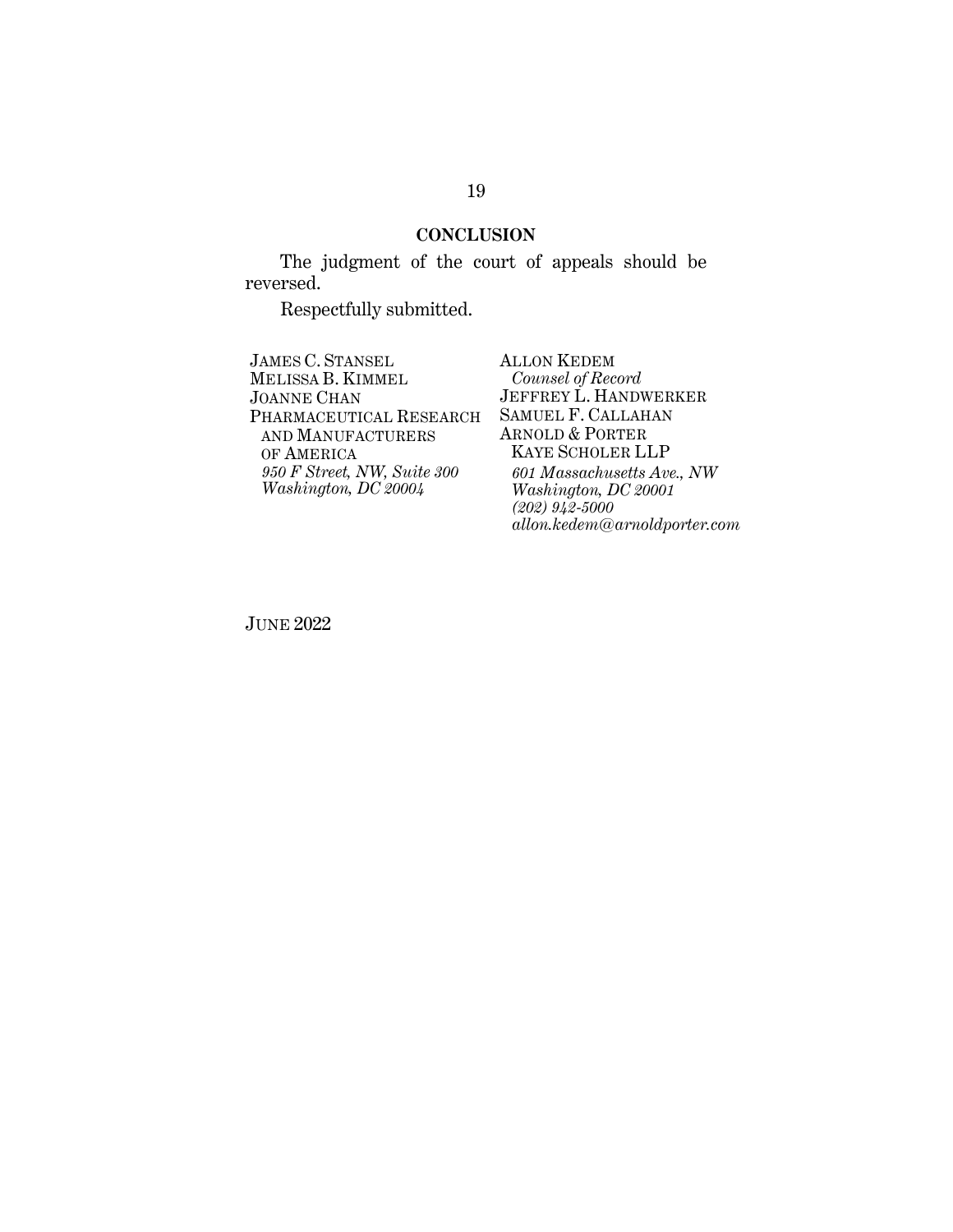## CONCLUSION

The judgment of the court of appeals should be reversed.

Respectfully submitted.

JAMES C. STANSEL
MELISSA B. KIMMEL
JOANNE CHAN
PHARMACEUTICAL RESEARCH AND MANUFACTURERS OF AMERICA
*950 F Street, NW, Suite 300*
*Washington, DC 20004*

ALLON KEDEM
*Counsel of Record*
JEFFREY L. HANDWERKER
SAMUEL F. CALLAHAN
ARNOLD & PORTER KAYE SCHOLER LLP
*601 Massachusetts Ave., NW*
*Washington, DC 20001*
*(202) 942-5000*
*allon.kedem@arnoldporter.com*

JUNE 2022